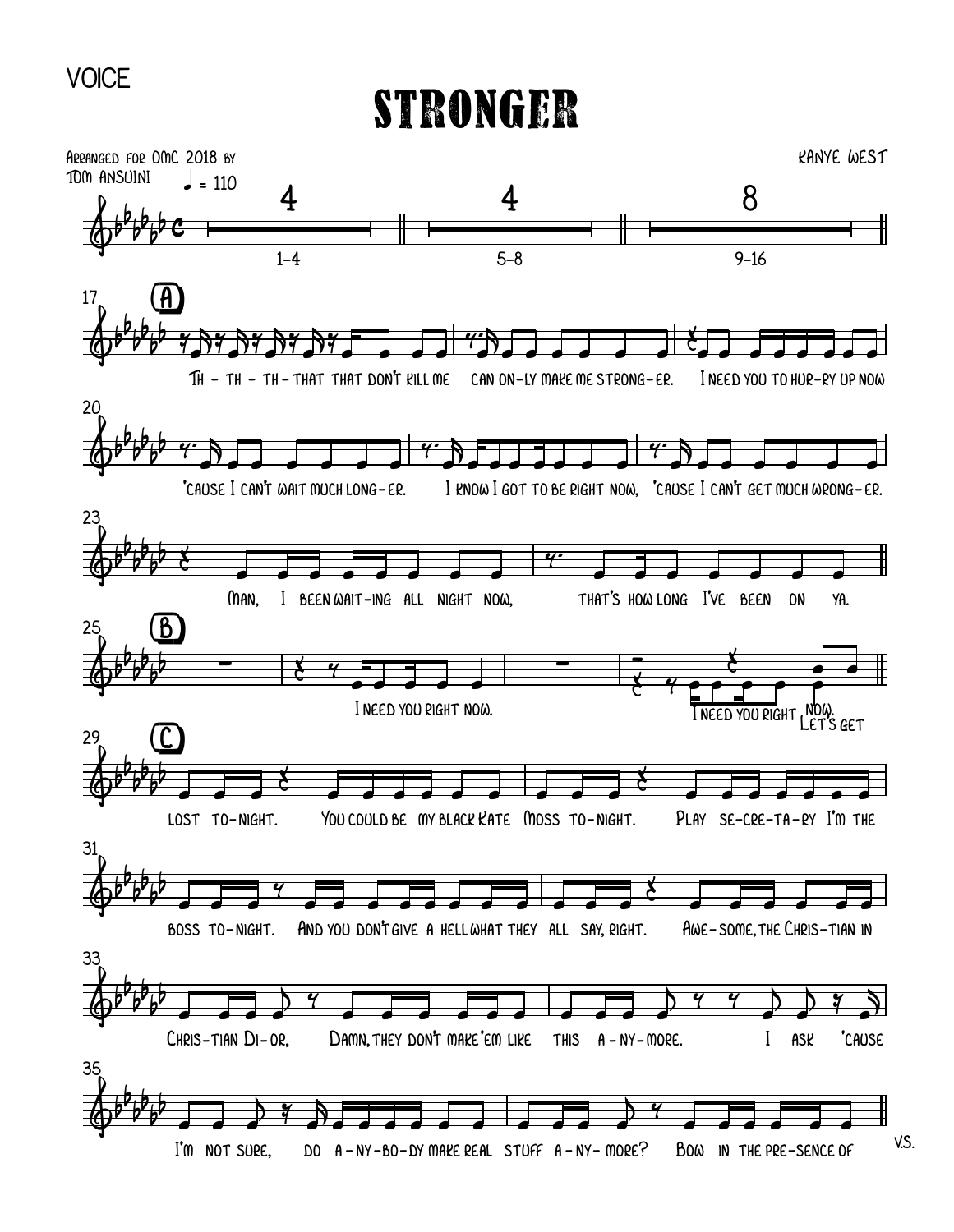VOICE

# STRONGER

Arranged for OMC 2018 by
Tom Ansuini

Kanye West

♩ = 110

1-4 | 5-8 | 9-16

**A**

Th - th - th - that that don't kill me can on-ly make me strong-er. I need you to hur-ry up now 'cause I can't wait much long-er. I know I got to be right now, 'cause I can't get much wrong-er. Man, I been wait-ing all night now, that's how long I've been on ya.

**B**

I need you right now. I need you right now. Let's get

**C**

lost to-night. You could be my black Kate Moss to-night. Play se-cre-ta-ry I'm the boss to-night. And you don't give a hell what they all say, right. Awe-some, the Chris-tian in Chris-tian Di-or, Damn, they don't make 'em like this a-ny-more. I ask 'cause I'm not sure, do a-ny-bo-dy make real stuff a-ny-more? Bow in the pre-sence of

V.S.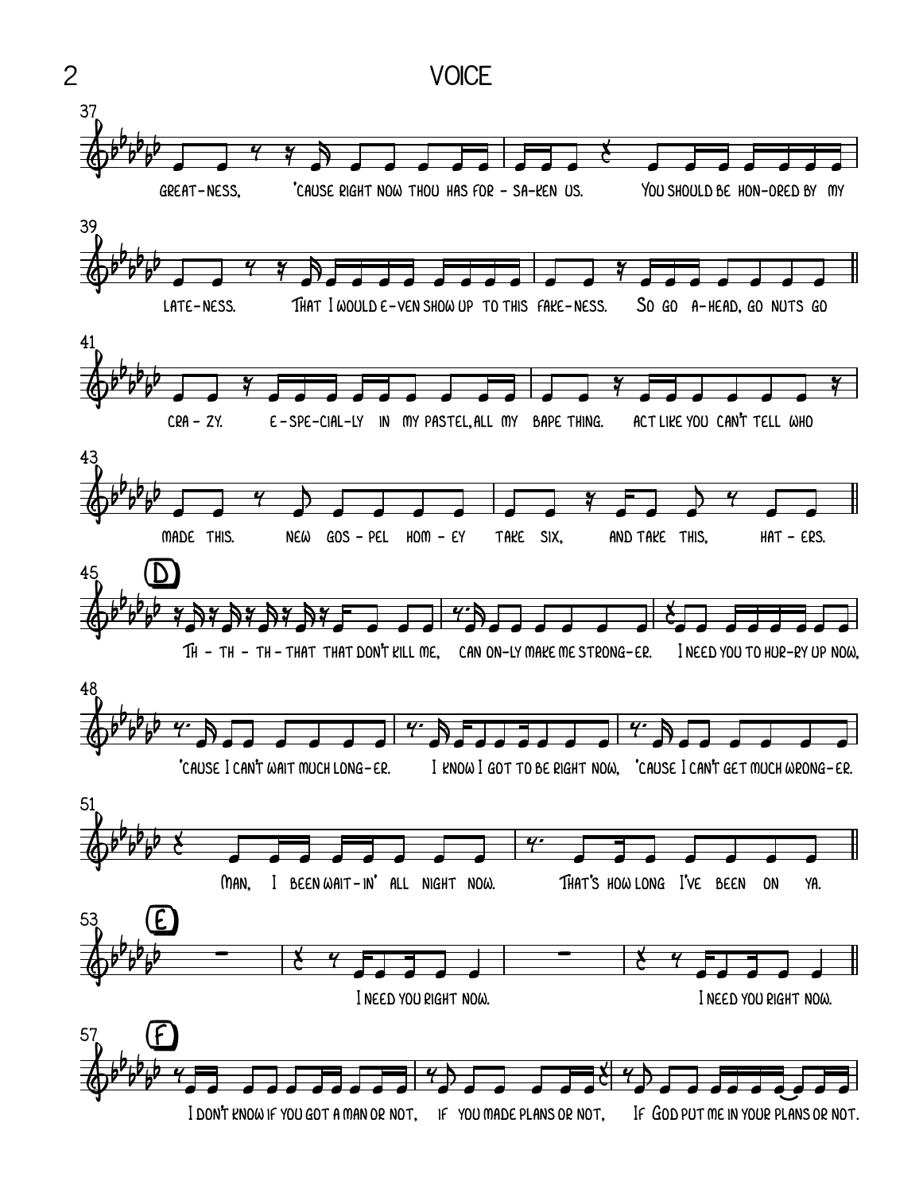37

GREAT-NESS, 'CAUSE RIGHT NOW THOU HAS FOR - SA-KEN US. YOU SHOULD BE HON-ORED BY MY

39

LATE-NESS. THAT I WOULD E-VEN SHOW UP TO THIS FAKE-NESS. SO GO A-HEAD, GO NUTS GO

41

CRA - ZY. E - SPE-CIAL-LY IN MY PASTEL, ALL MY BAPE THING. ACT LIKE YOU CAN'T TELL WHO

43

MADE THIS. NEW GOS - PEL HOM - EY TAKE SIX, AND TAKE THIS, HAT - ERS.

45 **D**

TH - TH - TH - THAT THAT DON'T KILL ME, CAN ON-LY MAKE ME STRONG-ER. I NEED YOU TO HUR-RY UP NOW,

48

'CAUSE I CAN'T WAIT MUCH LONG-ER. I KNOW I GOT TO BE RIGHT NOW, 'CAUSE I CAN'T GET MUCH WRONG-ER.

51

MAN, I BEEN WAIT-IN' ALL NIGHT NOW. THAT'S HOW LONG I'VE BEEN ON YA.

53 **E**

I NEED YOU RIGHT NOW. I NEED YOU RIGHT NOW.

57 **F**

I DON'T KNOW IF YOU GOT A MAN OR NOT, IF YOU MADE PLANS OR NOT, IF GOD PUT ME IN YOUR PLANS OR NOT.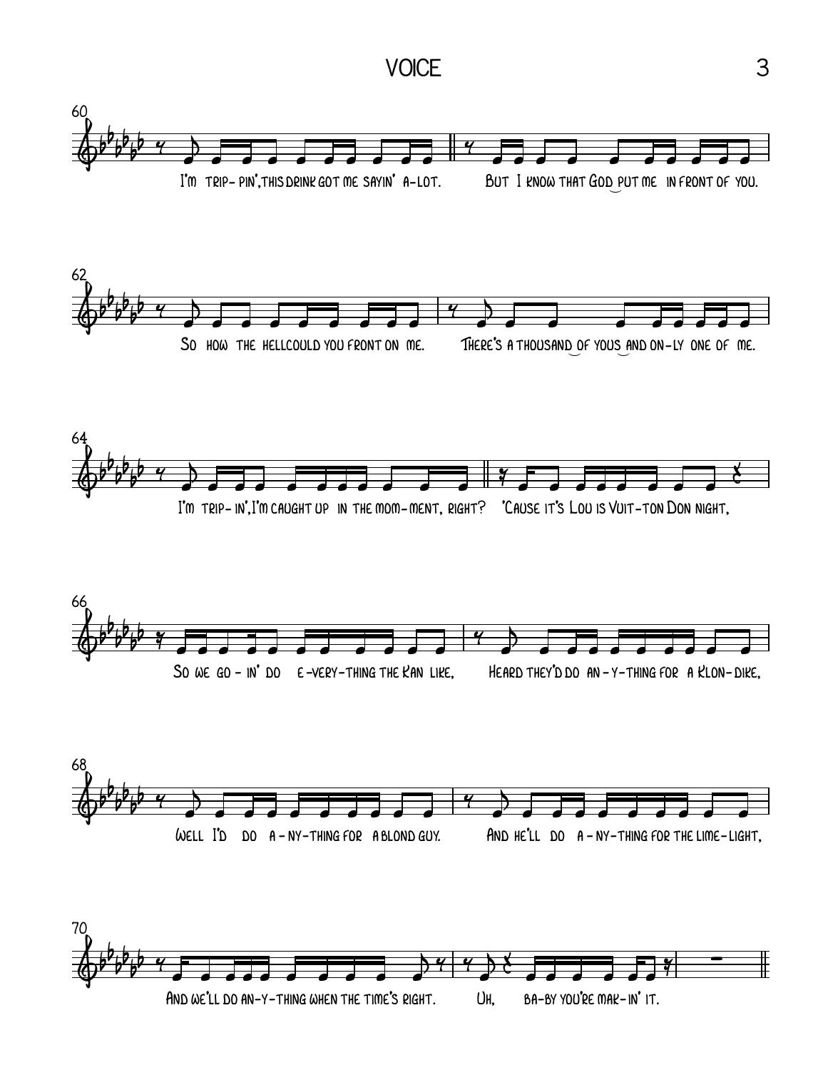60

I'm trip- pin', this drink got me sayin' a-lot. But I know that God put me in front of you.

62

So how the hell could you front on me. There's a thousand of yous and on-ly one of me.

64

I'm trip- in', I'm caught up in the mom-ment, right? 'Cause it's Lou is Vuit-ton Don night,

66

So we go - in' do e -very-thing the Kan like, Heard they'd do an - y-thing for a Klon-dike,

68

Well I'd do a - ny-thing for a blond guy. And he'll do a - ny-thing for the lime-light,

70

And we'll do an-y-thing when the time's right. Uh, ba-by you're mak-in' it.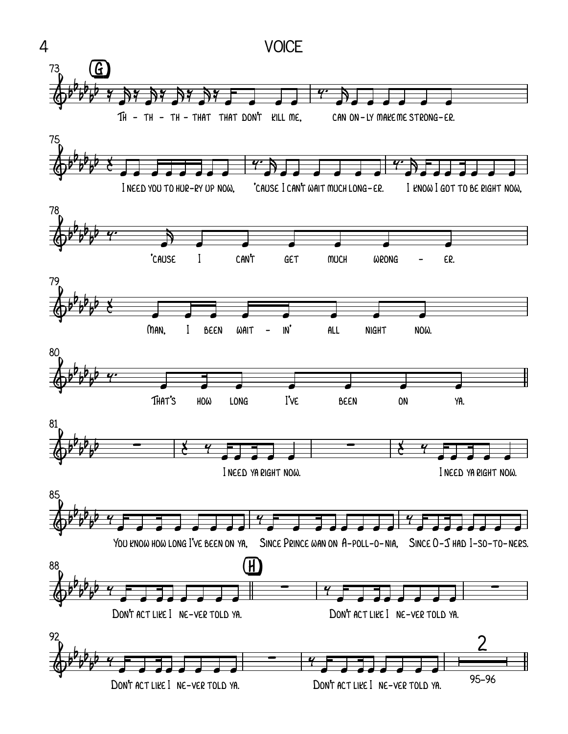**G**

73
Th - th - th - that that don't kill me, can on - ly make me strong - er.

75
I need you to hur - ry up now, 'cause I can't wait much long - er. I know I got to be right now,

78
'cause I can't get much wrong - er.

79
Man, I been wait - in' all night now.

80
That's how long I've been on ya.

81
I need ya right now. I need ya right now.

85
You know how long I've been on ya, Since Prince wan on A - poll - o - nia, Since O - J had I - so - to - ners.

88
Don't act like I ne - ver told ya.

**H**

Don't act like I ne - ver told ya.

92
Don't act like I ne - ver told ya. Don't act like I ne - ver told ya.

2
95-96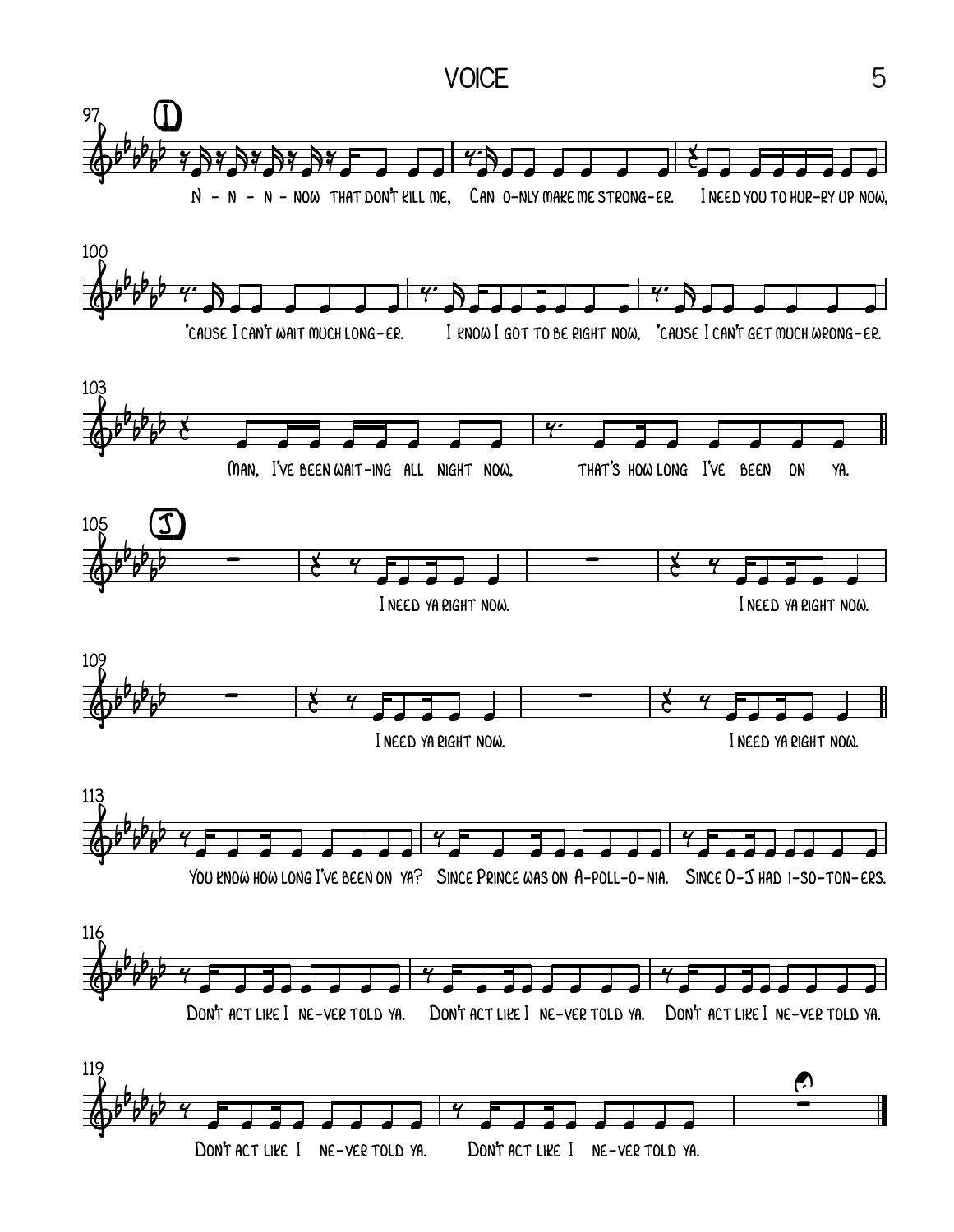97 **I**

N - n - n - now that don't kill me, Can o-nly make me strong-er. I need you to hur-ry up now,

100

'cause I can't wait much long-er. I know I got to be right now, 'cause I can't get much wrong-er.

103

Man, I've been wait-ing all night now, that's how long I've been on ya.

105 **J**

I need ya right now. I need ya right now.

109

I need ya right now. I need ya right now.

113

You know how long I've been on ya? Since Prince was on A-poll-o-nia. Since O-J had i-so-ton-ers.

116

Don't act like I ne-ver told ya. Don't act like I ne-ver told ya. Don't act like I ne-ver told ya.

119

Don't act like I ne-ver told ya. Don't act like I ne-ver told ya.